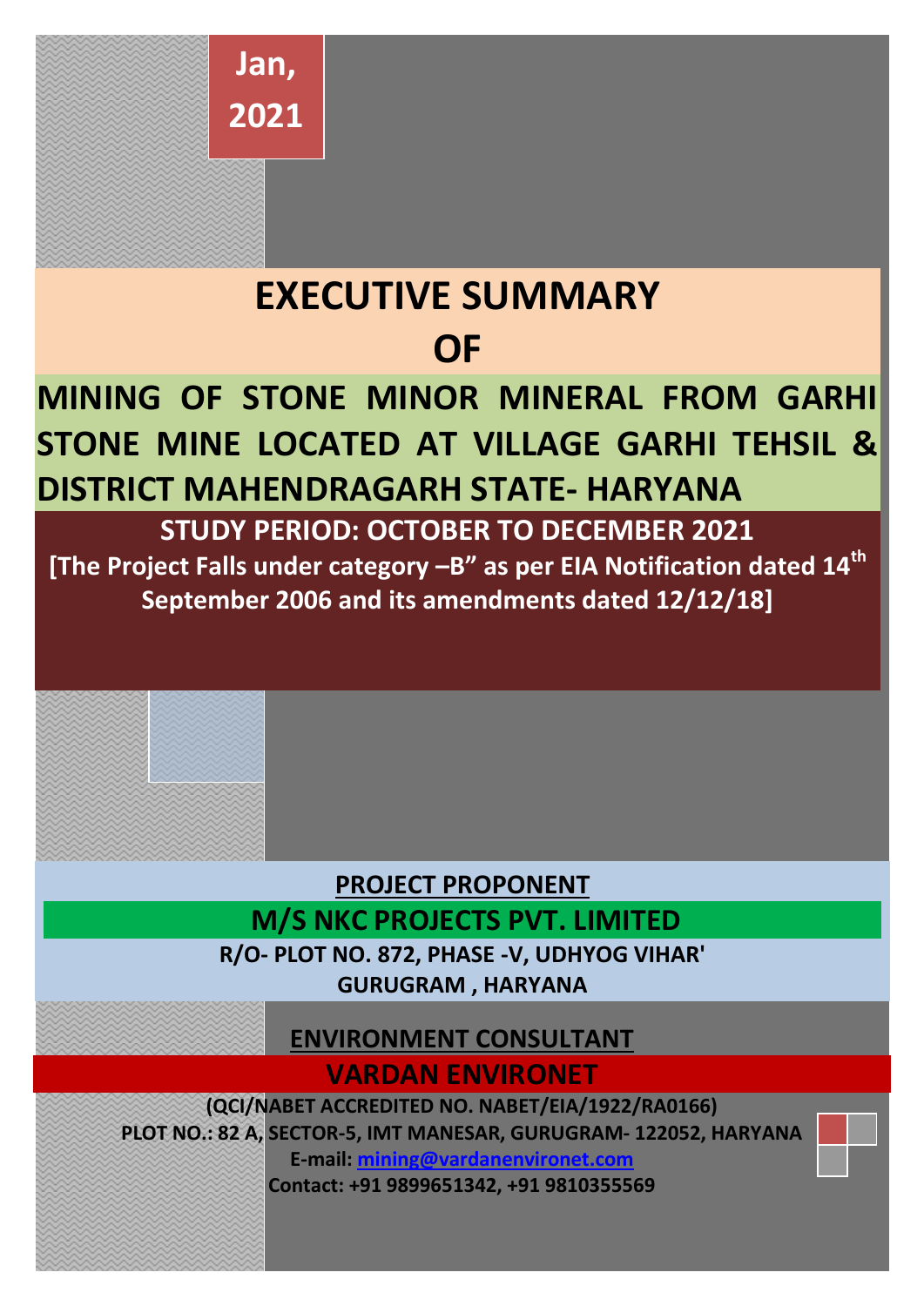**Jan, 2021**

# EXECUTIVE SUMMARY OF

# MINING OF STONE MINOR MINERAL FROM GARHI STONE MINE LOCATED AT VILLAGE GARHI TEHSIL & DISTRICT MAHENDRAGARH STATE- HARYANA

**STUDY PERIOD: OCTOBER TO DECEMBER 2021**

**[The Project Falls under category –B" as per EIA Notification dated 14th September 2006 and its amendments dated 12/12/18]**

**PROJECT PROPONENT**

**M/S NKC PROJECTS PVT. LIMITED**

**R/O- PLOT NO. 872, PHASE -V, UDHYOG VIHAR' GURUGRAM , HARYANA**

**ENVIRONMENT CONSULTANT**

**VARDAN ENVIRONET**

**(QCI/NABET ACCREDITED NO. NABET/EIA/1922/RA0166)**

**PLOT NO.: 82 A, SECTOR-5, IMT MANESAR, GURUGRAM- 122052, HARYANA**

**E-mail: mining@vardanenvironet.com**

**Contact: +91 9899651342, +91 9810355569**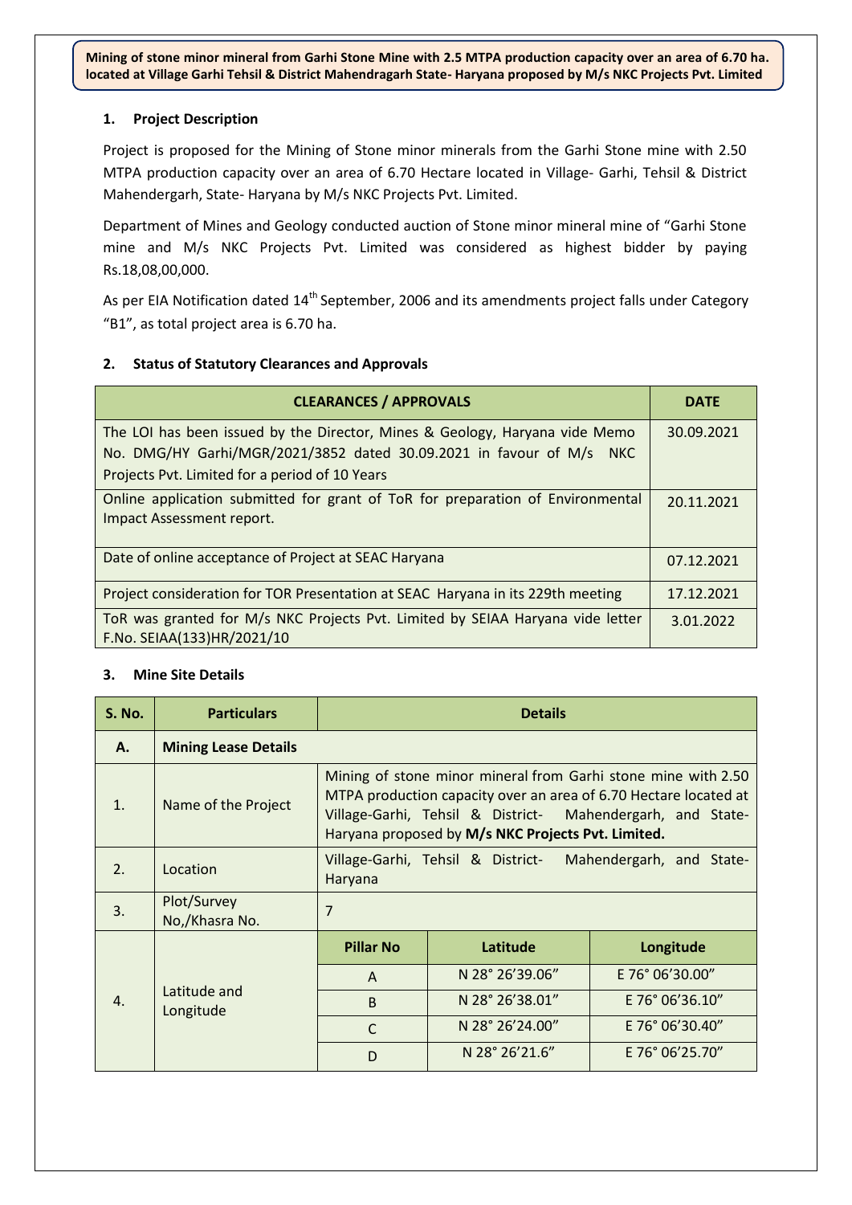**Mining of stone minor mineral from Garhi Stone Mine with 2.5 MTPA production capacity over an area of 6.70 ha. located at Village Garhi Tehsil & District Mahendragarh State- Haryana proposed by M/s NKC Projects Pvt. Limited**

## 1. Project Description

Project is proposed for the Mining of Stone minor minerals from the Garhi Stone mine with 2.50 MTPA production capacity over an area of 6.70 Hectare located in Village- Garhi, Tehsil & District Mahendergarh, State- Haryana by M/s NKC Projects Pvt. Limited.

Department of Mines and Geology conducted auction of Stone minor mineral mine of "Garhi Stone mine and M/s NKC Projects Pvt. Limited was considered as highest bidder by paying Rs.18,08,00,000.

As per EIA Notification dated 14th September, 2006 and its amendments project falls under Category "B1", as total project area is 6.70 ha.

## 2. Status of Statutory Clearances and Approvals

| CLEARANCES / APPROVALS | DATE |
|---|---|
| The LOI has been issued by the Director, Mines & Geology, Haryana vide Memo No. DMG/HY Garhi/MGR/2021/3852 dated 30.09.2021 in favour of M/s NKC Projects Pvt. Limited for a period of 10 Years | 30.09.2021 |
| Online application submitted for grant of ToR for preparation of Environmental Impact Assessment report. | 20.11.2021 |
| Date of online acceptance of Project at SEAC Haryana | 07.12.2021 |
| Project consideration for TOR Presentation at SEAC Haryana in its 229th meeting | 17.12.2021 |
| ToR was granted for M/s NKC Projects Pvt. Limited by SEIAA Haryana vide letter F.No. SEIAA(133)HR/2021/10 | 3.01.2022 |

## 3. Mine Site Details

| S. No. | Particulars | Details | | |
|---|---|---|---|---|
| **A.** | **Mining Lease Details** | | | |
| 1. | Name of the Project | Mining of stone minor mineral from Garhi stone mine with 2.50 MTPA production capacity over an area of 6.70 Hectare located at Village-Garhi, Tehsil & District- Mahendergarh, and State-Haryana proposed by **M/s NKC Projects Pvt. Limited.** | | |
| 2. | Location | Village-Garhi, Tehsil & District- Mahendergarh, and State-Haryana | | |
| 3. | Plot/Survey No,/Khasra No. | 7 | | |
| 4. | Latitude and Longitude | **Pillar No** | **Latitude** | **Longitude** |
| | | A | N 28° 26'39.06" | E 76° 06'30.00" |
| | | B | N 28° 26'38.01" | E 76° 06'36.10" |
| | | C | N 28° 26'24.00" | E 76° 06'30.40" |
| | | D | N 28° 26'21.6" | E 76° 06'25.70" |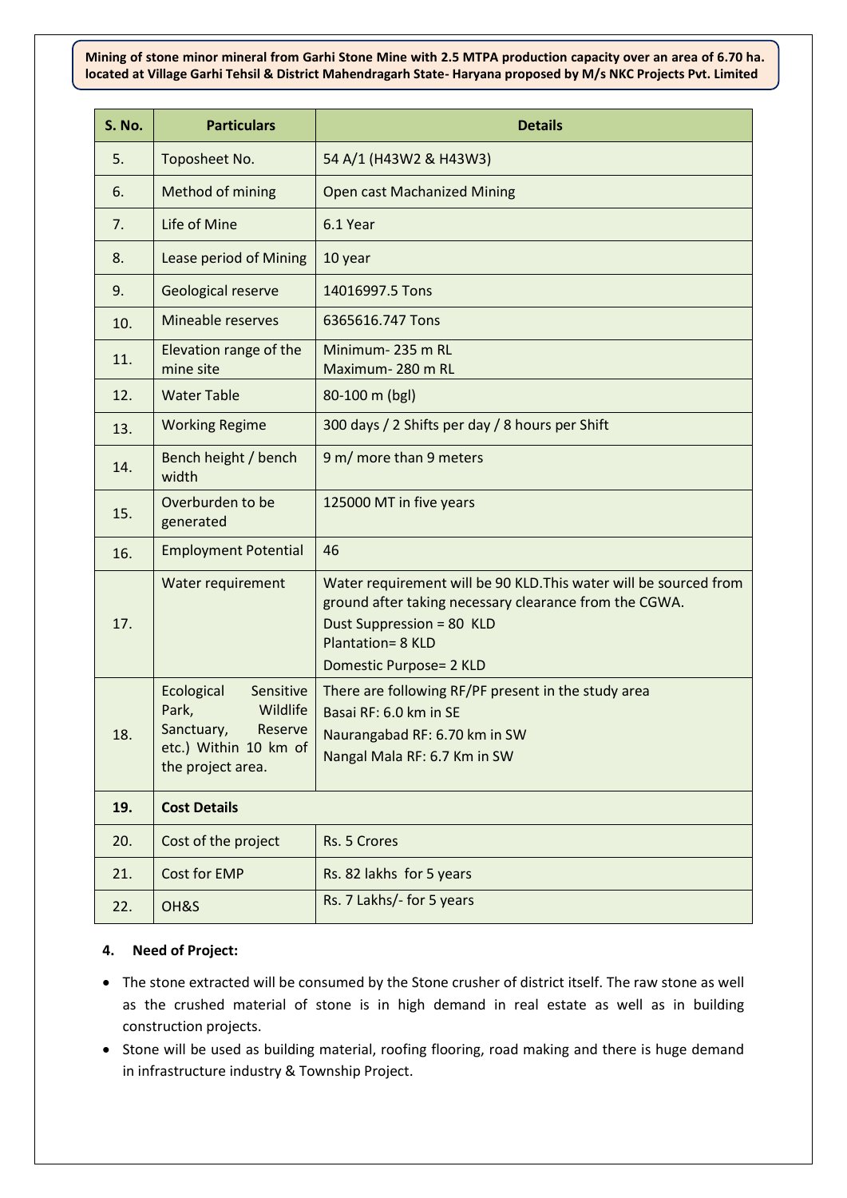| S. No. | Particulars | Details |
|---|---|---|
| 5. | Toposheet No. | 54 A/1 (H43W2 & H43W3) |
| 6. | Method of mining | Open cast Machanized Mining |
| 7. | Life of Mine | 6.1 Year |
| 8. | Lease period of Mining | 10 year |
| 9. | Geological reserve | 14016997.5 Tons |
| 10. | Mineable reserves | 6365616.747 Tons |
| 11. | Elevation range of the mine site | Minimum- 235 m RL<br>Maximum- 280 m RL |
| 12. | Water Table | 80-100 m (bgl) |
| 13. | Working Regime | 300 days / 2 Shifts per day / 8 hours per Shift |
| 14. | Bench height / bench width | 9 m/ more than 9 meters |
| 15. | Overburden to be generated | 125000 MT in five years |
| 16. | Employment Potential | 46 |
| 17. | Water requirement | Water requirement will be 90 KLD.This water will be sourced from ground after taking necessary clearance from the CGWA.<br>Dust Suppression = 80 KLD<br>Plantation= 8 KLD<br>Domestic Purpose= 2 KLD |
| 18. | Ecological Sensitive Park, Wildlife Sanctuary, Reserve etc.) Within 10 km of the project area. | There are following RF/PF present in the study area<br>Basai RF: 6.0 km in SE<br>Naurangabad RF: 6.70 km in SW<br>Nangal Mala RF: 6.7 Km in SW |
| **19.** | **Cost Details** | |
| 20. | Cost of the project | Rs. 5 Crores |
| 21. | Cost for EMP | Rs. 82 lakhs for 5 years |
| 22. | OH&S | Rs. 7 Lakhs/- for 5 years |

**4. Need of Project:**

- The stone extracted will be consumed by the Stone crusher of district itself. The raw stone as well as the crushed material of stone is in high demand in real estate as well as in building construction projects.
- Stone will be used as building material, roofing flooring, road making and there is huge demand in infrastructure industry & Township Project.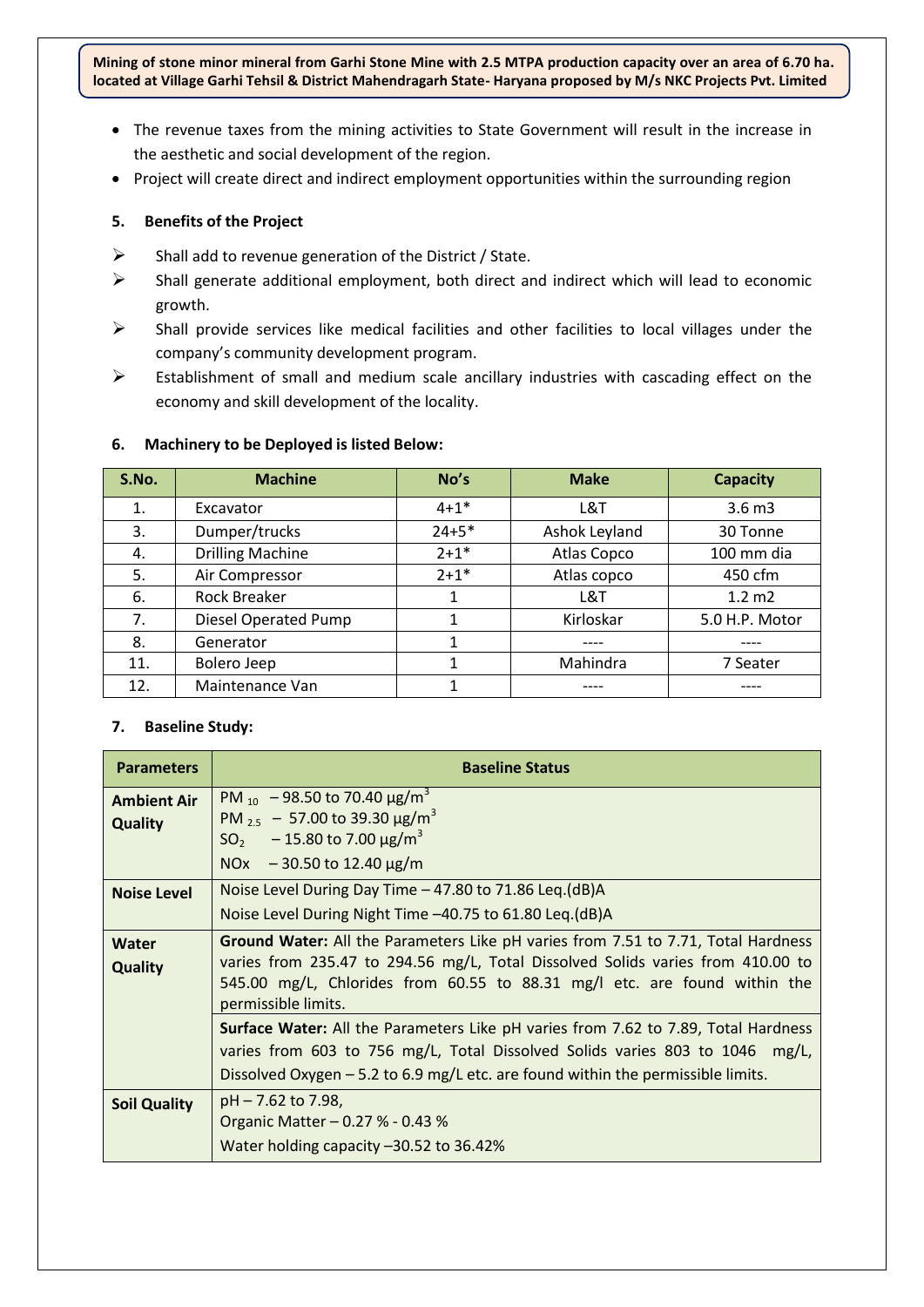- The revenue taxes from the mining activities to State Government will result in the increase in the aesthetic and social development of the region.
- Project will create direct and indirect employment opportunities within the surrounding region

### 5. Benefits of the Project

- Shall add to revenue generation of the District / State.
- Shall generate additional employment, both direct and indirect which will lead to economic growth.
- Shall provide services like medical facilities and other facilities to local villages under the company's community development program.
- Establishment of small and medium scale ancillary industries with cascading effect on the economy and skill development of the locality.

### 6. Machinery to be Deployed is listed Below:

| S.No. | Machine | No's | Make | Capacity |
|---|---|---|---|---|
| 1. | Excavator | 4+1* | L&T | 3.6 m3 |
| 3. | Dumper/trucks | 24+5* | Ashok Leyland | 30 Tonne |
| 4. | Drilling Machine | 2+1* | Atlas Copco | 100 mm dia |
| 5. | Air Compressor | 2+1* | Atlas copco | 450 cfm |
| 6. | Rock Breaker | 1 | L&T | 1.2 m2 |
| 7. | Diesel Operated Pump | 1 | Kirloskar | 5.0 H.P. Motor |
| 8. | Generator | 1 | ---- | ---- |
| 11. | Bolero Jeep | 1 | Mahindra | 7 Seater |
| 12. | Maintenance Van | 1 | ---- | ---- |

### 7. Baseline Study:

| Parameters | Baseline Status |
|---|---|
| **Ambient Air Quality** | $PM_{10}$ – 98.50 to 70.40 µg/$m^3$<br>$PM_{2.5}$ – 57.00 to 39.30 µg/$m^3$<br>$SO_2$ – 15.80 to 7.00 µg/$m^3$<br>NOx – 30.50 to 12.40 µg/m |
| **Noise Level** | Noise Level During Day Time – 47.80 to 71.86 Leq.(dB)A<br>Noise Level During Night Time –40.75 to 61.80 Leq.(dB)A |
| **Water Quality** | **Ground Water:** All the Parameters Like pH varies from 7.51 to 7.71, Total Hardness varies from 235.47 to 294.56 mg/L, Total Dissolved Solids varies from 410.00 to 545.00 mg/L, Chlorides from 60.55 to 88.31 mg/l etc. are found within the permissible limits. |
| | **Surface Water:** All the Parameters Like pH varies from 7.62 to 7.89, Total Hardness varies from 603 to 756 mg/L, Total Dissolved Solids varies 803 to 1046 mg/L, Dissolved Oxygen – 5.2 to 6.9 mg/L etc. are found within the permissible limits. |
| **Soil Quality** | pH – 7.62 to 7.98,<br>Organic Matter – 0.27 % - 0.43 %<br>Water holding capacity –30.52 to 36.42% |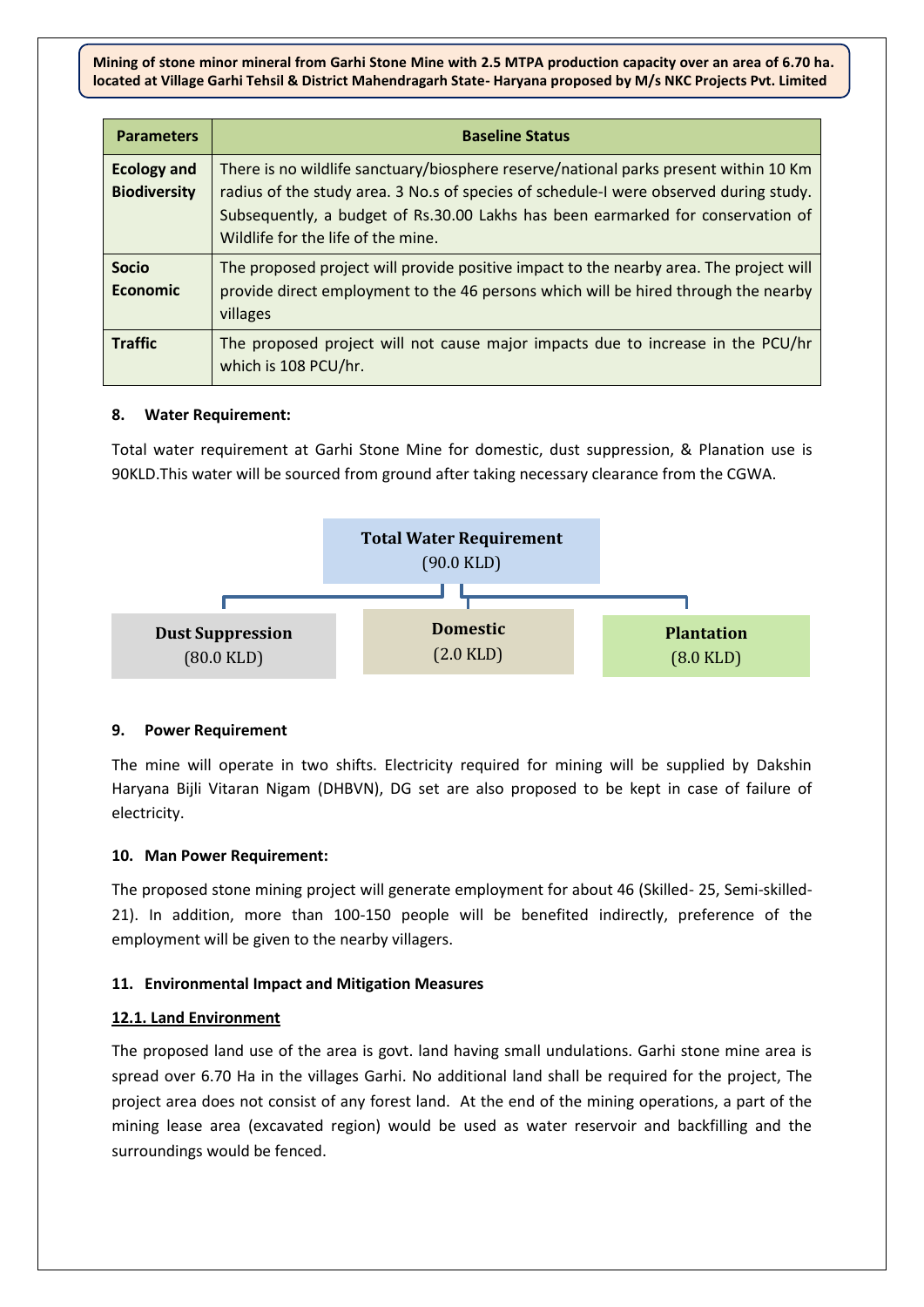| Parameters | Baseline Status |
|---|---|
| **Ecology and Biodiversity** | There is no wildlife sanctuary/biosphere reserve/national parks present within 10 Km radius of the study area. 3 No.s of species of schedule-I were observed during study. Subsequently, a budget of Rs.30.00 Lakhs has been earmarked for conservation of Wildlife for the life of the mine. |
| **Socio Economic** | The proposed project will provide positive impact to the nearby area. The project will provide direct employment to the 46 persons which will be hired through the nearby villages |
| **Traffic** | The proposed project will not cause major impacts due to increase in the PCU/hr which is 108 PCU/hr. |

**8. Water Requirement:**

Total water requirement at Garhi Stone Mine for domestic, dust suppression, & Planation use is 90KLD.This water will be sourced from ground after taking necessary clearance from the CGWA.

**Total Water Requirement** (90.0 KLD)

- **Dust Suppression** (80.0 KLD)
- **Domestic** (2.0 KLD)
- **Plantation** (8.0 KLD)

**9. Power Requirement**

The mine will operate in two shifts. Electricity required for mining will be supplied by Dakshin Haryana Bijli Vitaran Nigam (DHBVN), DG set are also proposed to be kept in case of failure of electricity.

**10. Man Power Requirement:**

The proposed stone mining project will generate employment for about 46 (Skilled- 25, Semi-skilled- 21). In addition, more than 100-150 people will be benefited indirectly, preference of the employment will be given to the nearby villagers.

**11. Environmental Impact and Mitigation Measures**

**12.1. Land Environment**

The proposed land use of the area is govt. land having small undulations. Garhi stone mine area is spread over 6.70 Ha in the villages Garhi. No additional land shall be required for the project, The project area does not consist of any forest land. At the end of the mining operations, a part of the mining lease area (excavated region) would be used as water reservoir and backfilling and the surroundings would be fenced.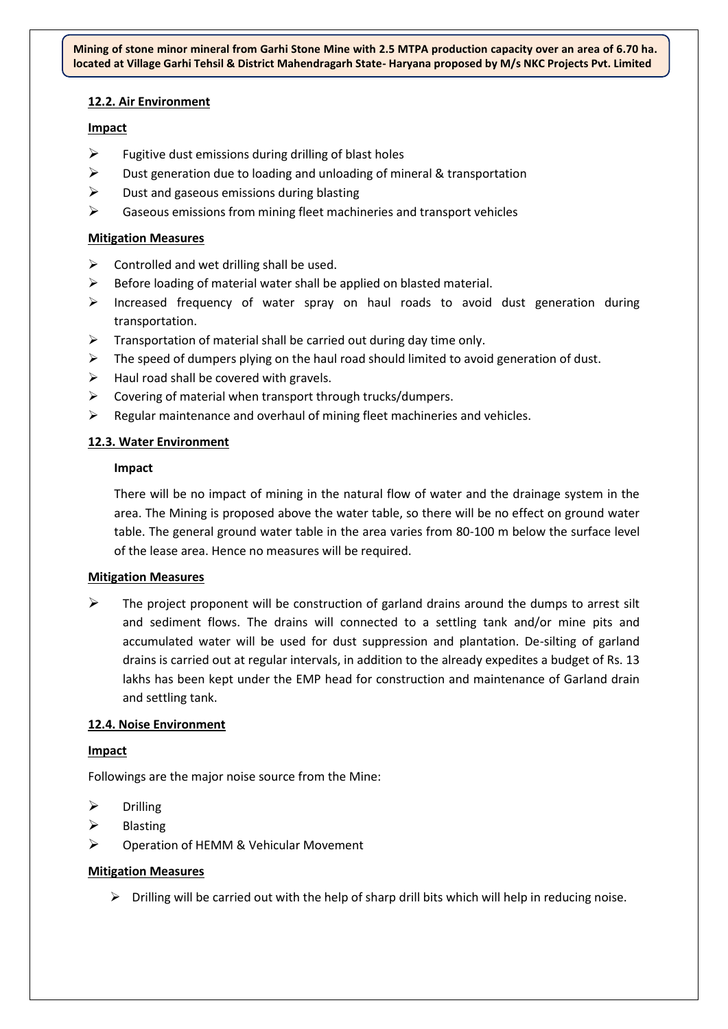**12.2. Air Environment**

**Impact**

- Fugitive dust emissions during drilling of blast holes
- Dust generation due to loading and unloading of mineral & transportation
- Dust and gaseous emissions during blasting
- Gaseous emissions from mining fleet machineries and transport vehicles

**Mitigation Measures**

- Controlled and wet drilling shall be used.
- Before loading of material water shall be applied on blasted material.
- Increased frequency of water spray on haul roads to avoid dust generation during transportation.
- Transportation of material shall be carried out during day time only.
- The speed of dumpers plying on the haul road should limited to avoid generation of dust.
- Haul road shall be covered with gravels.
- Covering of material when transport through trucks/dumpers.
- Regular maintenance and overhaul of mining fleet machineries and vehicles.

**12.3. Water Environment**

**Impact**

There will be no impact of mining in the natural flow of water and the drainage system in the area. The Mining is proposed above the water table, so there will be no effect on ground water table. The general ground water table in the area varies from 80-100 m below the surface level of the lease area. Hence no measures will be required.

**Mitigation Measures**

- The project proponent will be construction of garland drains around the dumps to arrest silt and sediment flows. The drains will connected to a settling tank and/or mine pits and accumulated water will be used for dust suppression and plantation. De-silting of garland drains is carried out at regular intervals, in addition to the already expedites a budget of Rs. 13 lakhs has been kept under the EMP head for construction and maintenance of Garland drain and settling tank.

**12.4. Noise Environment**

**Impact**

Followings are the major noise source from the Mine:

- Drilling
- Blasting
- Operation of HEMM & Vehicular Movement

**Mitigation Measures**

- Drilling will be carried out with the help of sharp drill bits which will help in reducing noise.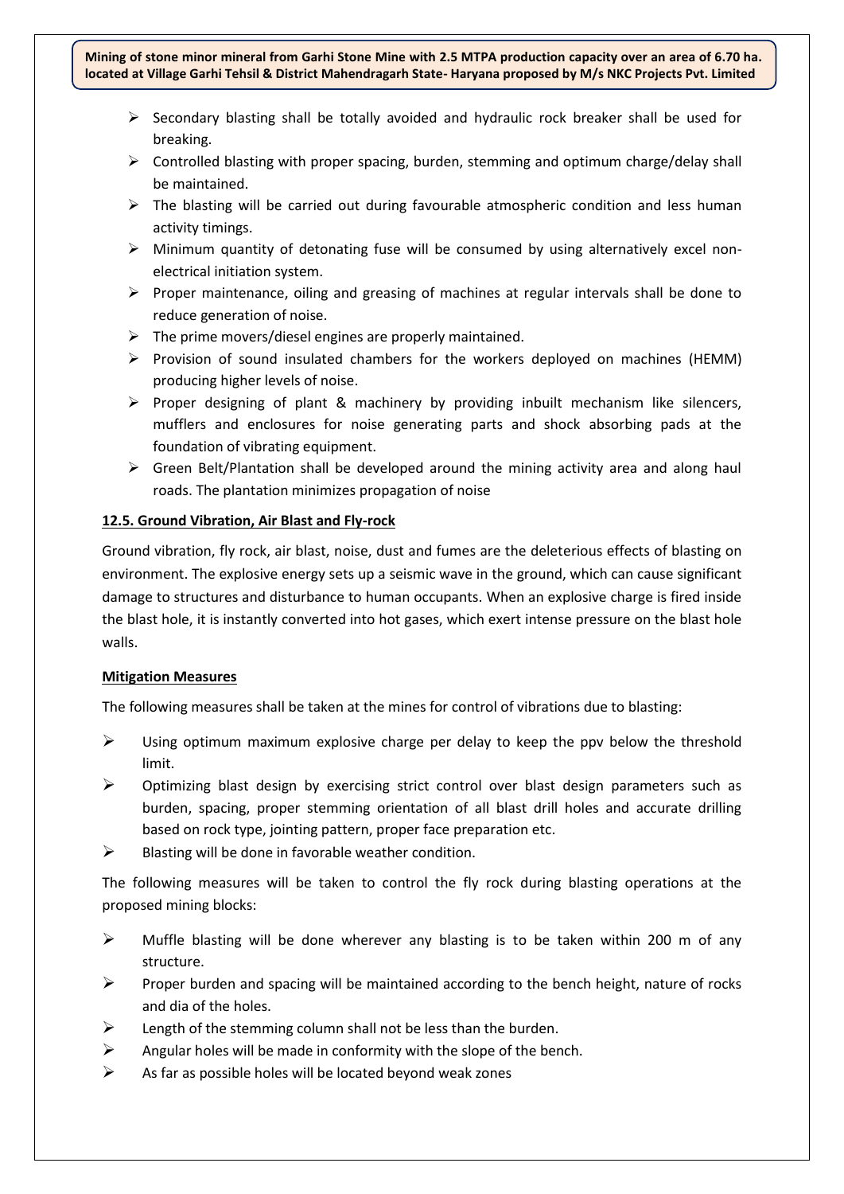- Secondary blasting shall be totally avoided and hydraulic rock breaker shall be used for breaking.
- Controlled blasting with proper spacing, burden, stemming and optimum charge/delay shall be maintained.
- The blasting will be carried out during favourable atmospheric condition and less human activity timings.
- Minimum quantity of detonating fuse will be consumed by using alternatively excel non-electrical initiation system.
- Proper maintenance, oiling and greasing of machines at regular intervals shall be done to reduce generation of noise.
- The prime movers/diesel engines are properly maintained.
- Provision of sound insulated chambers for the workers deployed on machines (HEMM) producing higher levels of noise.
- Proper designing of plant & machinery by providing inbuilt mechanism like silencers, mufflers and enclosures for noise generating parts and shock absorbing pads at the foundation of vibrating equipment.
- Green Belt/Plantation shall be developed around the mining activity area and along haul roads. The plantation minimizes propagation of noise

## 12.5. Ground Vibration, Air Blast and Fly-rock

Ground vibration, fly rock, air blast, noise, dust and fumes are the deleterious effects of blasting on environment. The explosive energy sets up a seismic wave in the ground, which can cause significant damage to structures and disturbance to human occupants. When an explosive charge is fired inside the blast hole, it is instantly converted into hot gases, which exert intense pressure on the blast hole walls.

### Mitigation Measures

The following measures shall be taken at the mines for control of vibrations due to blasting:

- Using optimum maximum explosive charge per delay to keep the ppv below the threshold limit.
- Optimizing blast design by exercising strict control over blast design parameters such as burden, spacing, proper stemming orientation of all blast drill holes and accurate drilling based on rock type, jointing pattern, proper face preparation etc.
- Blasting will be done in favorable weather condition.

The following measures will be taken to control the fly rock during blasting operations at the proposed mining blocks:

- Muffle blasting will be done wherever any blasting is to be taken within 200 m of any structure.
- Proper burden and spacing will be maintained according to the bench height, nature of rocks and dia of the holes.
- Length of the stemming column shall not be less than the burden.
- Angular holes will be made in conformity with the slope of the bench.
- As far as possible holes will be located beyond weak zones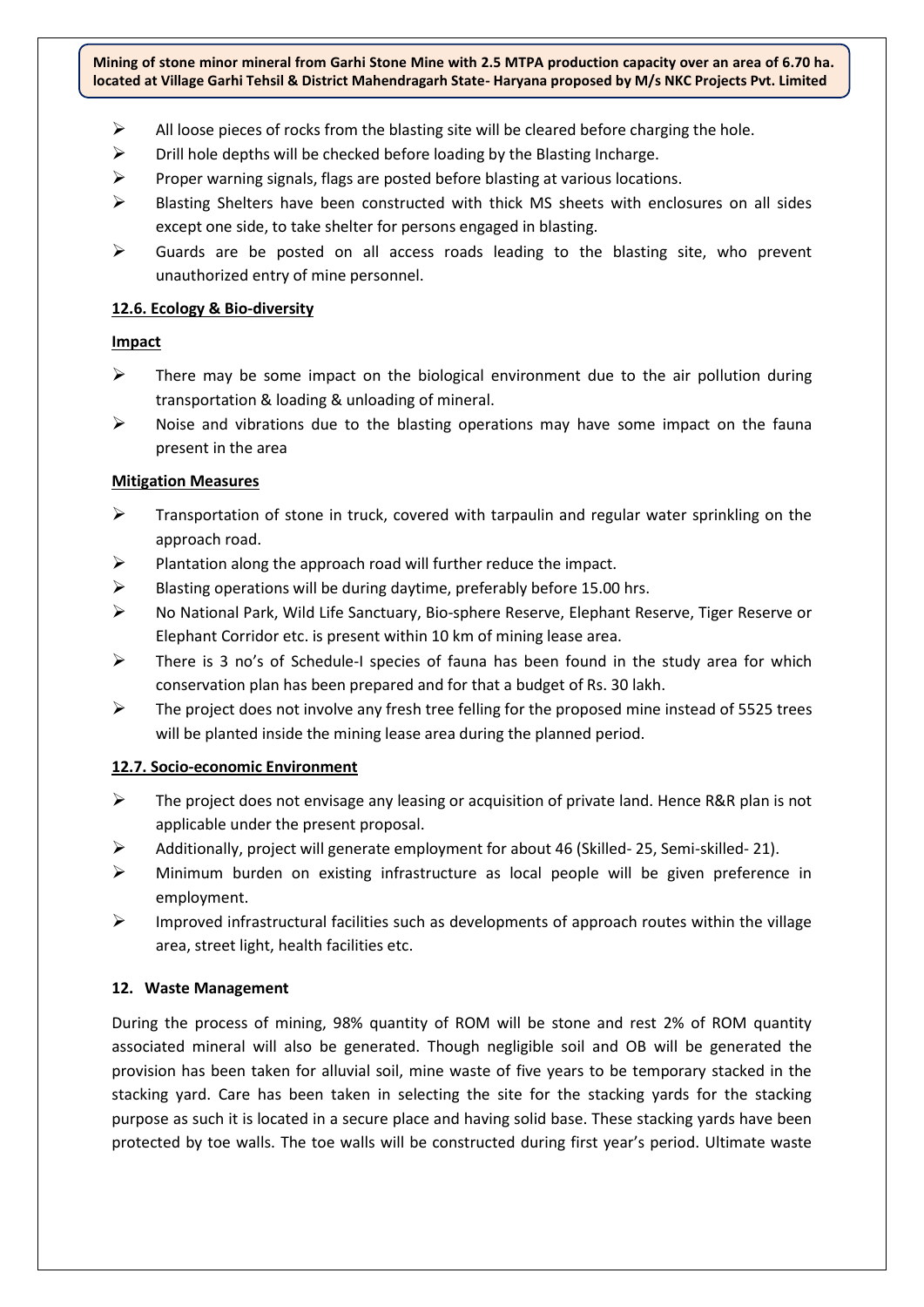- All loose pieces of rocks from the blasting site will be cleared before charging the hole.
- Drill hole depths will be checked before loading by the Blasting Incharge.
- Proper warning signals, flags are posted before blasting at various locations.
- Blasting Shelters have been constructed with thick MS sheets with enclosures on all sides except one side, to take shelter for persons engaged in blasting.
- Guards are be posted on all access roads leading to the blasting site, who prevent unauthorized entry of mine personnel.

### 12.6. Ecology & Bio-diversity

**Impact**

- There may be some impact on the biological environment due to the air pollution during transportation & loading & unloading of mineral.
- Noise and vibrations due to the blasting operations may have some impact on the fauna present in the area

**Mitigation Measures**

- Transportation of stone in truck, covered with tarpaulin and regular water sprinkling on the approach road.
- Plantation along the approach road will further reduce the impact.
- Blasting operations will be during daytime, preferably before 15.00 hrs.
- No National Park, Wild Life Sanctuary, Bio-sphere Reserve, Elephant Reserve, Tiger Reserve or Elephant Corridor etc. is present within 10 km of mining lease area.
- There is 3 no's of Schedule-I species of fauna has been found in the study area for which conservation plan has been prepared and for that a budget of Rs. 30 lakh.
- The project does not involve any fresh tree felling for the proposed mine instead of 5525 trees will be planted inside the mining lease area during the planned period.

### 12.7. Socio-economic Environment

- The project does not envisage any leasing or acquisition of private land. Hence R&R plan is not applicable under the present proposal.
- Additionally, project will generate employment for about 46 (Skilled- 25, Semi-skilled- 21).
- Minimum burden on existing infrastructure as local people will be given preference in employment.
- Improved infrastructural facilities such as developments of approach routes within the village area, street light, health facilities etc.

## 12. Waste Management

During the process of mining, 98% quantity of ROM will be stone and rest 2% of ROM quantity associated mineral will also be generated. Though negligible soil and OB will be generated the provision has been taken for alluvial soil, mine waste of five years to be temporary stacked in the stacking yard. Care has been taken in selecting the site for the stacking yards for the stacking purpose as such it is located in a secure place and having solid base. These stacking yards have been protected by toe walls. The toe walls will be constructed during first year's period. Ultimate waste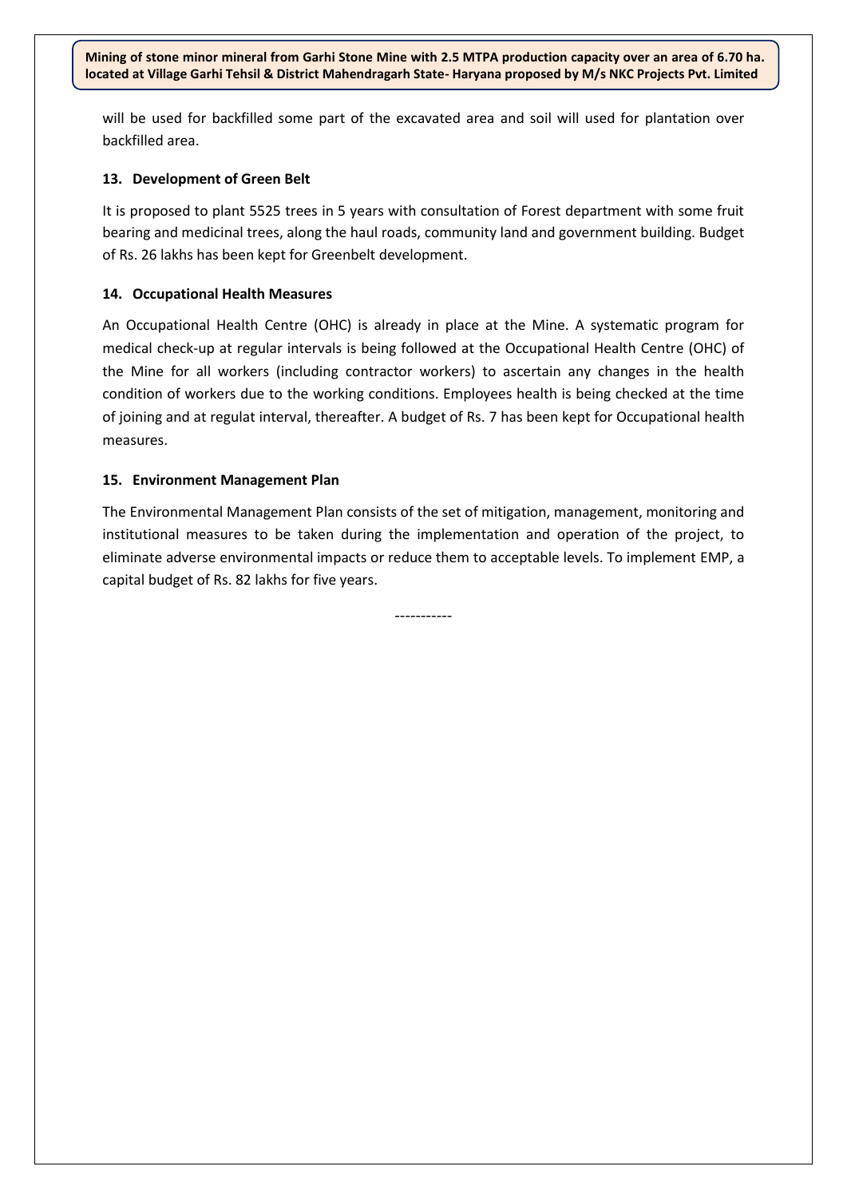will be used for backfilled some part of the excavated area and soil will used for plantation over backfilled area.

### 13. Development of Green Belt

It is proposed to plant 5525 trees in 5 years with consultation of Forest department with some fruit bearing and medicinal trees, along the haul roads, community land and government building. Budget of Rs. 26 lakhs has been kept for Greenbelt development.

### 14. Occupational Health Measures

An Occupational Health Centre (OHC) is already in place at the Mine. A systematic program for medical check-up at regular intervals is being followed at the Occupational Health Centre (OHC) of the Mine for all workers (including contractor workers) to ascertain any changes in the health condition of workers due to the working conditions. Employees health is being checked at the time of joining and at regulat interval, thereafter. A budget of Rs. 7 has been kept for Occupational health measures.

### 15. Environment Management Plan

The Environmental Management Plan consists of the set of mitigation, management, monitoring and institutional measures to be taken during the implementation and operation of the project, to eliminate adverse environmental impacts or reduce them to acceptable levels. To implement EMP, a capital budget of Rs. 82 lakhs for five years.

-----------